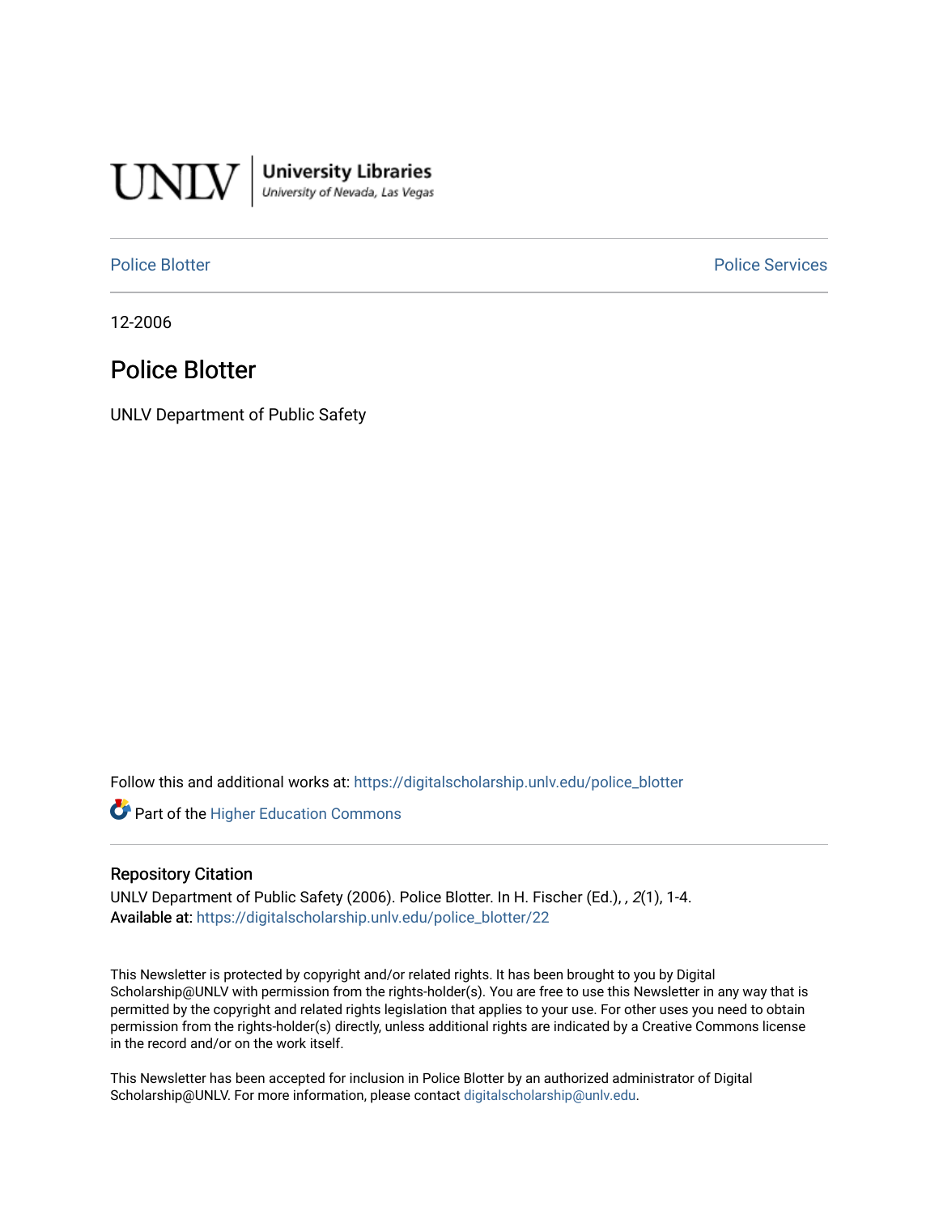UNLV | University Libraries
University of Nevada, Las Vegas

Police Blotter | Police Services

12-2006

# Police Blotter

UNLV Department of Public Safety

Follow this and additional works at: https://digitalscholarship.unlv.edu/police_blotter

Part of the Higher Education Commons

## Repository Citation

UNLV Department of Public Safety (2006). Police Blotter. In H. Fischer (Ed.), , *2*(1), 1-4.
**Available at:** https://digitalscholarship.unlv.edu/police_blotter/22

This Newsletter is protected by copyright and/or related rights. It has been brought to you by Digital Scholarship@UNLV with permission from the rights-holder(s). You are free to use this Newsletter in any way that is permitted by the copyright and related rights legislation that applies to your use. For other uses you need to obtain permission from the rights-holder(s) directly, unless additional rights are indicated by a Creative Commons license in the record and/or on the work itself.

This Newsletter has been accepted for inclusion in Police Blotter by an authorized administrator of Digital Scholarship@UNLV. For more information, please contact digitalscholarship@unlv.edu.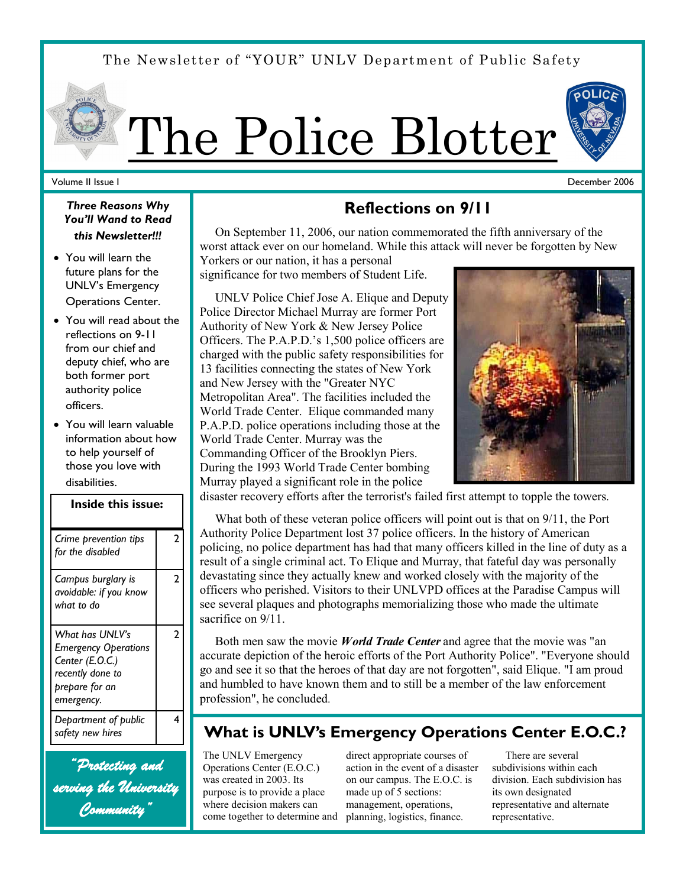The Newsletter of "YOUR" UNLV Department of Public Safety

# The Police Blotter

Volume II Issue I — December 2006

***Three Reasons Why You'll Wand to Read this Newsletter!!!***

- You will learn the future plans for the UNLV's Emergency Operations Center.
- You will read about the reflections on 9-11 from our chief and deputy chief, who are both former port authority police officers.
- You will learn valuable information about how to help yourself of those you love with disabilities.

| Inside this issue: | |
|---|---|
| *Crime prevention tips for the disabled* | 2 |
| *Campus burglary is avoidable: if you know what to do* | 2 |
| *What has UNLV's Emergency Operations Center (E.O.C.) recently done to prepare for an emergency.* | 2 |
| *Department of public safety new hires* | 4 |

*"Protecting and serving the University Community"*

## Reflections on 9/11

On September 11, 2006, our nation commemorated the fifth anniversary of the worst attack ever on our homeland. While this attack will never be forgotten by New Yorkers or our nation, it has a personal significance for two members of Student Life.

UNLV Police Chief Jose A. Elique and Deputy Police Director Michael Murray are former Port Authority of New York & New Jersey Police Officers. The P.A.P.D.'s 1,500 police officers are charged with the public safety responsibilities for 13 facilities connecting the states of New York and New Jersey with the "Greater NYC Metropolitan Area". The facilities included the World Trade Center. Elique commanded many P.A.P.D. police operations including those at the World Trade Center. Murray was the Commanding Officer of the Brooklyn Piers. During the 1993 World Trade Center bombing Murray played a significant role in the police disaster recovery efforts after the terrorist's failed first attempt to topple the towers.

What both of these veteran police officers will point out is that on 9/11, the Port Authority Police Department lost 37 police officers. In the history of American policing, no police department has had that many officers killed in the line of duty as a result of a single criminal act. To Elique and Murray, that fateful day was personally devastating since they actually knew and worked closely with the majority of the officers who perished. Visitors to their UNLVPD offices at the Paradise Campus will see several plaques and photographs memorializing those who made the ultimate sacrifice on 9/11.

Both men saw the movie ***World Trade Center*** and agree that the movie was "an accurate depiction of the heroic efforts of the Port Authority Police". "Everyone should go and see it so that the heroes of that day are not forgotten", said Elique. "I am proud and humbled to have known them and to still be a member of the law enforcement profession", he concluded.

## What is UNLV's Emergency Operations Center E.O.C.?

The UNLV Emergency Operations Center (E.O.C.) was created in 2003. Its purpose is to provide a place where decision makers can come together to determine and direct appropriate courses of action in the event of a disaster on our campus. The E.O.C. is made up of 5 sections: management, operations, planning, logistics, finance.

There are several subdivisions within each division. Each subdivision has its own designated representative and alternate representative.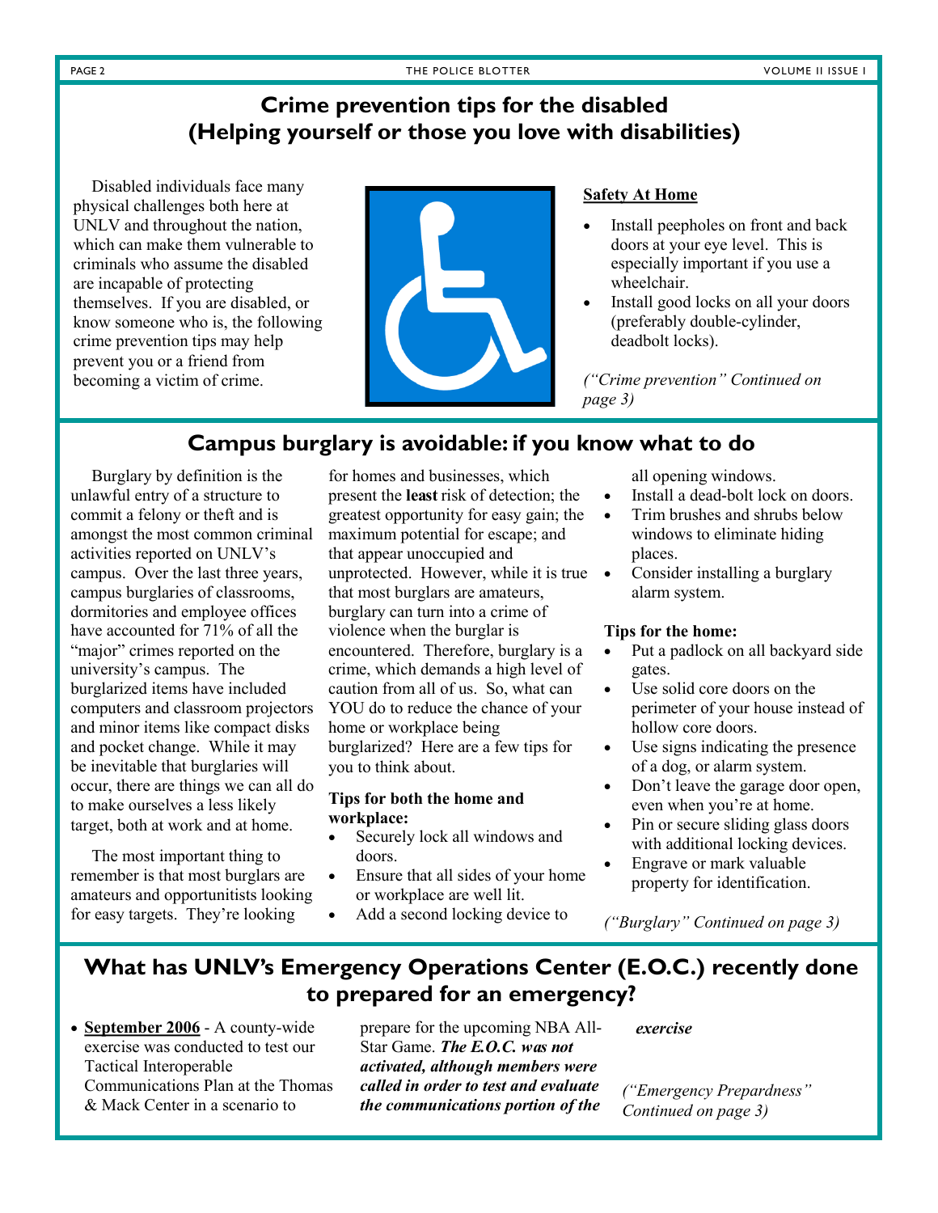## Crime prevention tips for the disabled (Helping yourself or those you love with disabilities)

Disabled individuals face many physical challenges both here at UNLV and throughout the nation, which can make them vulnerable to criminals who assume the disabled are incapable of protecting themselves. If you are disabled, or know someone who is, the following crime prevention tips may help prevent you or a friend from becoming a victim of crime.

**Safety At Home**

- Install peepholes on front and back doors at your eye level. This is especially important if you use a wheelchair.
- Install good locks on all your doors (preferably double-cylinder, deadbolt locks).

*("Crime prevention" Continued on page 3)*

## Campus burglary is avoidable: if you know what to do

Burglary by definition is the unlawful entry of a structure to commit a felony or theft and is amongst the most common criminal activities reported on UNLV's campus. Over the last three years, campus burglaries of classrooms, dormitories and employee offices have accounted for 71% of all the "major" crimes reported on the university's campus. The burglarized items have included computers and classroom projectors and minor items like compact disks and pocket change. While it may be inevitable that burglaries will occur, there are things we can all do to make ourselves a less likely target, both at work and at home.

The most important thing to remember is that most burglars are amateurs and opportunitists looking for easy targets. They're looking for homes and businesses, which present the **least** risk of detection; the greatest opportunity for easy gain; the maximum potential for escape; and that appear unoccupied and unprotected. However, while it is true that most burglars are amateurs, burglary can turn into a crime of violence when the burglar is encountered. Therefore, burglary is a crime, which demands a high level of caution from all of us. So, what can YOU do to reduce the chance of your home or workplace being burglarized? Here are a few tips for you to think about.

**Tips for both the home and workplace:**

- Securely lock all windows and doors.
- Ensure that all sides of your home or workplace are well lit.
- Add a second locking device to all opening windows.
- Install a dead-bolt lock on doors.
- Trim brushes and shrubs below windows to eliminate hiding places.
- Consider installing a burglary alarm system.

**Tips for the home:**

- Put a padlock on all backyard side gates.
- Use solid core doors on the perimeter of your house instead of hollow core doors.
- Use signs indicating the presence of a dog, or alarm system.
- Don't leave the garage door open, even when you're at home.
- Pin or secure sliding glass doors with additional locking devices.
- Engrave or mark valuable property for identification.

*("Burglary" Continued on page 3)*

## What has UNLV's Emergency Operations Center (E.O.C.) recently done to prepared for an emergency?

- **September 2006** - A county-wide exercise was conducted to test our Tactical Interoperable Communications Plan at the Thomas & Mack Center in a scenario to prepare for the upcoming NBA All-Star Game. ***The E.O.C. was not activated, although members were called in order to test and evaluate the communications portion of the exercise***

*("Emergency Prepardness" Continued on page 3)*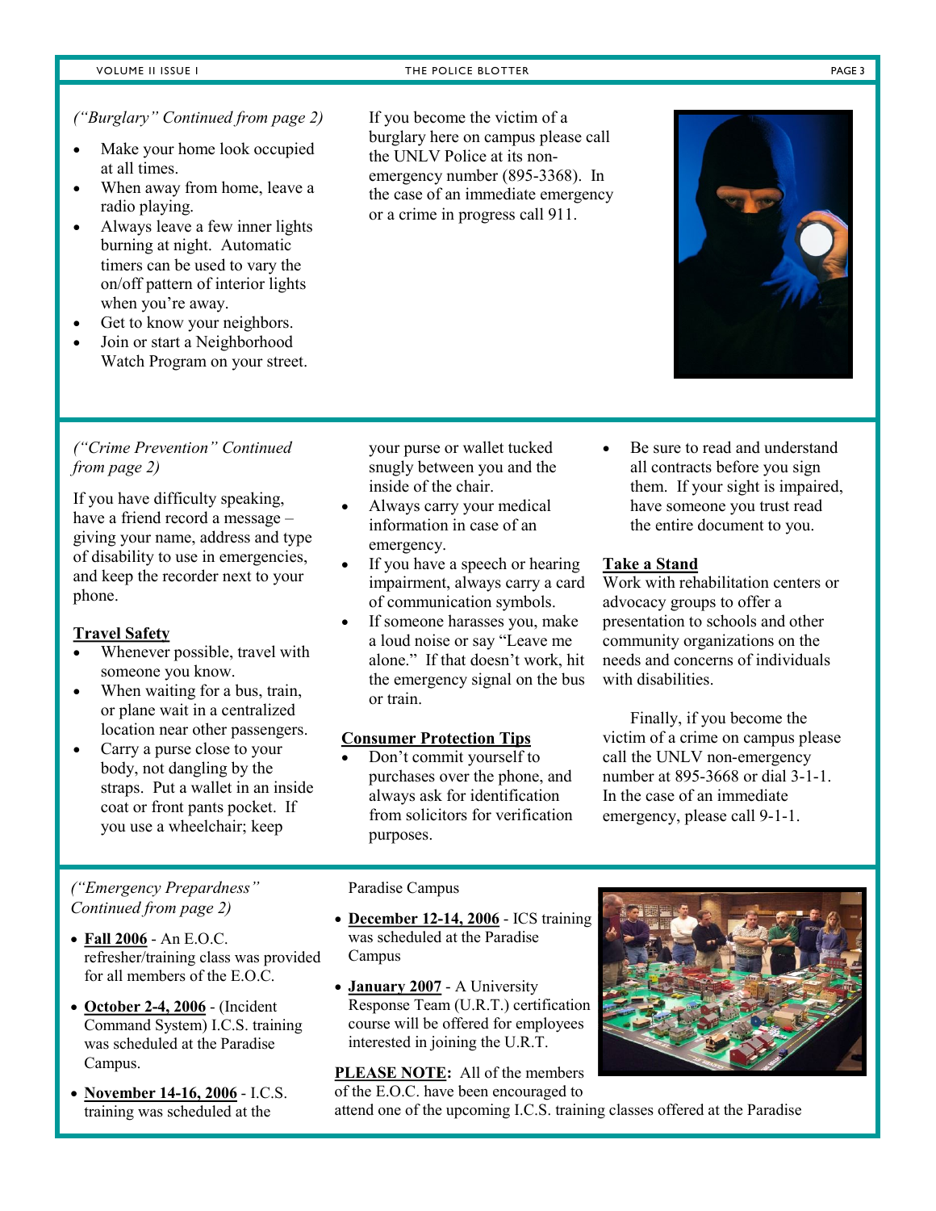*("Burglary" Continued from page 2)*

- Make your home look occupied at all times.
- When away from home, leave a radio playing.
- Always leave a few inner lights burning at night. Automatic timers can be used to vary the on/off pattern of interior lights when you're away.
- Get to know your neighbors.
- Join or start a Neighborhood Watch Program on your street.

If you become the victim of a burglary here on campus please call the UNLV Police at its non-emergency number (895-3368). In the case of an immediate emergency or a crime in progress call 911.

*("Crime Prevention" Continued from page 2)*

If you have difficulty speaking, have a friend record a message – giving your name, address and type of disability to use in emergencies, and keep the recorder next to your phone.

**Travel Safety**

- Whenever possible, travel with someone you know.
- When waiting for a bus, train, or plane wait in a centralized location near other passengers.
- Carry a purse close to your body, not dangling by the straps. Put a wallet in an inside coat or front pants pocket. If you use a wheelchair; keep your purse or wallet tucked snugly between you and the inside of the chair.
- Always carry your medical information in case of an emergency.
- If you have a speech or hearing impairment, always carry a card of communication symbols.
- If someone harasses you, make a loud noise or say "Leave me alone." If that doesn't work, hit the emergency signal on the bus or train.

**Consumer Protection Tips**

- Don't commit yourself to purchases over the phone, and always ask for identification from solicitors for verification purposes.
- Be sure to read and understand all contracts before you sign them. If your sight is impaired, have someone you trust read the entire document to you.

**Take a Stand**

Work with rehabilitation centers or advocacy groups to offer a presentation to schools and other community organizations on the needs and concerns of individuals with disabilities.

Finally, if you become the victim of a crime on campus please call the UNLV non-emergency number at 895-3668 or dial 3-1-1. In the case of an immediate emergency, please call 9-1-1.

*("Emergency Prepardness" Continued from page 2)*

- **Fall 2006** - An E.O.C. refresher/training class was provided for all members of the E.O.C.
- **October 2-4, 2006** - (Incident Command System) I.C.S. training was scheduled at the Paradise Campus.
- **November 14-16, 2006** - I.C.S. training was scheduled at the Paradise Campus
- **December 12-14, 2006** - ICS training was scheduled at the Paradise Campus
- **January 2007** - A University Response Team (U.R.T.) certification course will be offered for employees interested in joining the U.R.T.

**PLEASE NOTE:** All of the members of the E.O.C. have been encouraged to attend one of the upcoming I.C.S. training classes offered at the Paradise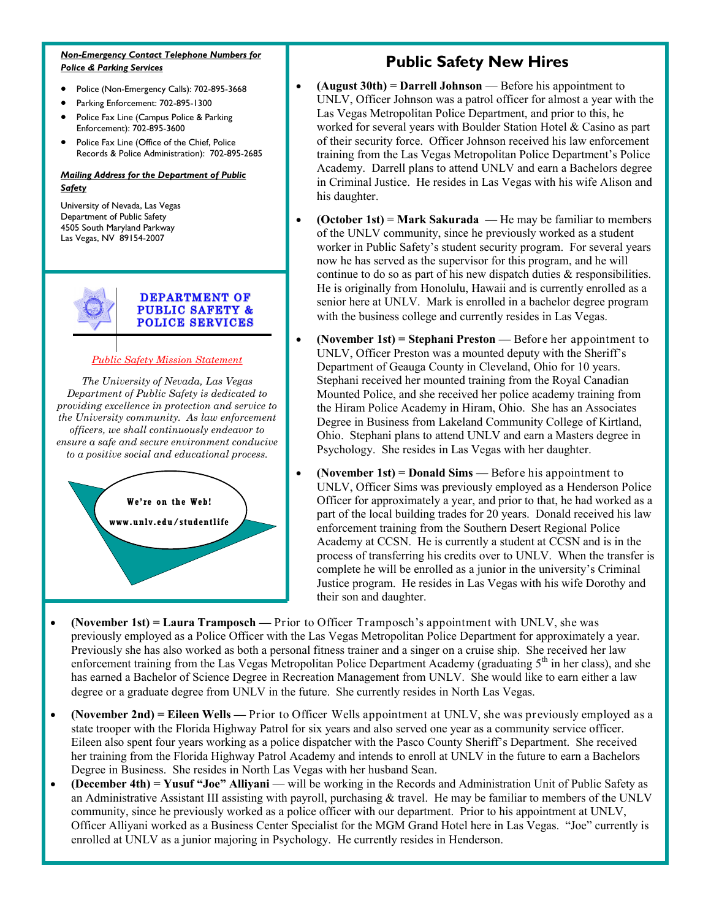***Non-Emergency Contact Telephone Numbers for Police & Parking Services***

- Police (Non-Emergency Calls): 702-895-3668
- Parking Enforcement: 702-895-1300
- Police Fax Line (Campus Police & Parking Enforcement): 702-895-3600
- Police Fax Line (Office of the Chief, Police Records & Police Administration): 702-895-2685

***Mailing Address for the Department of Public Safety***

University of Nevada, Las Vegas
Department of Public Safety
4505 South Maryland Parkway
Las Vegas, NV 89154-2007

**DEPARTMENT OF PUBLIC SAFETY & POLICE SERVICES**

*Public Safety Mission Statement*

*The University of Nevada, Las Vegas Department of Public Safety is dedicated to providing excellence in protection and service to the University community. As law enforcement officers, we shall continuously endeavor to ensure a safe and secure environment conducive to a positive social and educational process.*

**We're on the Web!**

**www.unlv.edu/studentlife**

## Public Safety New Hires

- **(August 30th) = Darrell Johnson** — Before his appointment to UNLV, Officer Johnson was a patrol officer for almost a year with the Las Vegas Metropolitan Police Department, and prior to this, he worked for several years with Boulder Station Hotel & Casino as part of their security force. Officer Johnson received his law enforcement training from the Las Vegas Metropolitan Police Department's Police Academy. Darrell plans to attend UNLV and earn a Bachelors degree in Criminal Justice. He resides in Las Vegas with his wife Alison and his daughter.

- **(October 1st)** = **Mark Sakurada** — He may be familiar to members of the UNLV community, since he previously worked as a student worker in Public Safety's student security program. For several years now he has served as the supervisor for this program, and he will continue to do so as part of his new dispatch duties & responsibilities. He is originally from Honolulu, Hawaii and is currently enrolled as a senior here at UNLV. Mark is enrolled in a bachelor degree program with the business college and currently resides in Las Vegas.

- **(November 1st) = Stephani Preston —** Before her appointment to UNLV, Officer Preston was a mounted deputy with the Sheriff's Department of Geauga County in Cleveland, Ohio for 10 years. Stephani received her mounted training from the Royal Canadian Mounted Police, and she received her police academy training from the Hiram Police Academy in Hiram, Ohio. She has an Associates Degree in Business from Lakeland Community College of Kirtland, Ohio. Stephani plans to attend UNLV and earn a Masters degree in Psychology. She resides in Las Vegas with her daughter.

- **(November 1st) = Donald Sims —** Before his appointment to UNLV, Officer Sims was previously employed as a Henderson Police Officer for approximately a year, and prior to that, he had worked as a part of the local building trades for 20 years. Donald received his law enforcement training from the Southern Desert Regional Police Academy at CCSN. He is currently a student at CCSN and is in the process of transferring his credits over to UNLV. When the transfer is complete he will be enrolled as a junior in the university's Criminal Justice program. He resides in Las Vegas with his wife Dorothy and their son and daughter.

- **(November 1st) = Laura Tramposch —** Prior to Officer Tramposch's appointment with UNLV, she was previously employed as a Police Officer with the Las Vegas Metropolitan Police Department for approximately a year. Previously she has also worked as both a personal fitness trainer and a singer on a cruise ship. She received her law enforcement training from the Las Vegas Metropolitan Police Department Academy (graduating 5th in her class), and she has earned a Bachelor of Science Degree in Recreation Management from UNLV. She would like to earn either a law degree or a graduate degree from UNLV in the future. She currently resides in North Las Vegas.

- **(November 2nd) = Eileen Wells —** Prior to Officer Wells appointment at UNLV, she was previously employed as a state trooper with the Florida Highway Patrol for six years and also served one year as a community service officer. Eileen also spent four years working as a police dispatcher with the Pasco County Sheriff's Department. She received her training from the Florida Highway Patrol Academy and intends to enroll at UNLV in the future to earn a Bachelors Degree in Business. She resides in North Las Vegas with her husband Sean.

- **(December 4th) = Yusuf "Joe" Alliyani** — will be working in the Records and Administration Unit of Public Safety as an Administrative Assistant III assisting with payroll, purchasing & travel. He may be familiar to members of the UNLV community, since he previously worked as a police officer with our department. Prior to his appointment at UNLV, Officer Alliyani worked as a Business Center Specialist for the MGM Grand Hotel here in Las Vegas. "Joe" currently is enrolled at UNLV as a junior majoring in Psychology. He currently resides in Henderson.